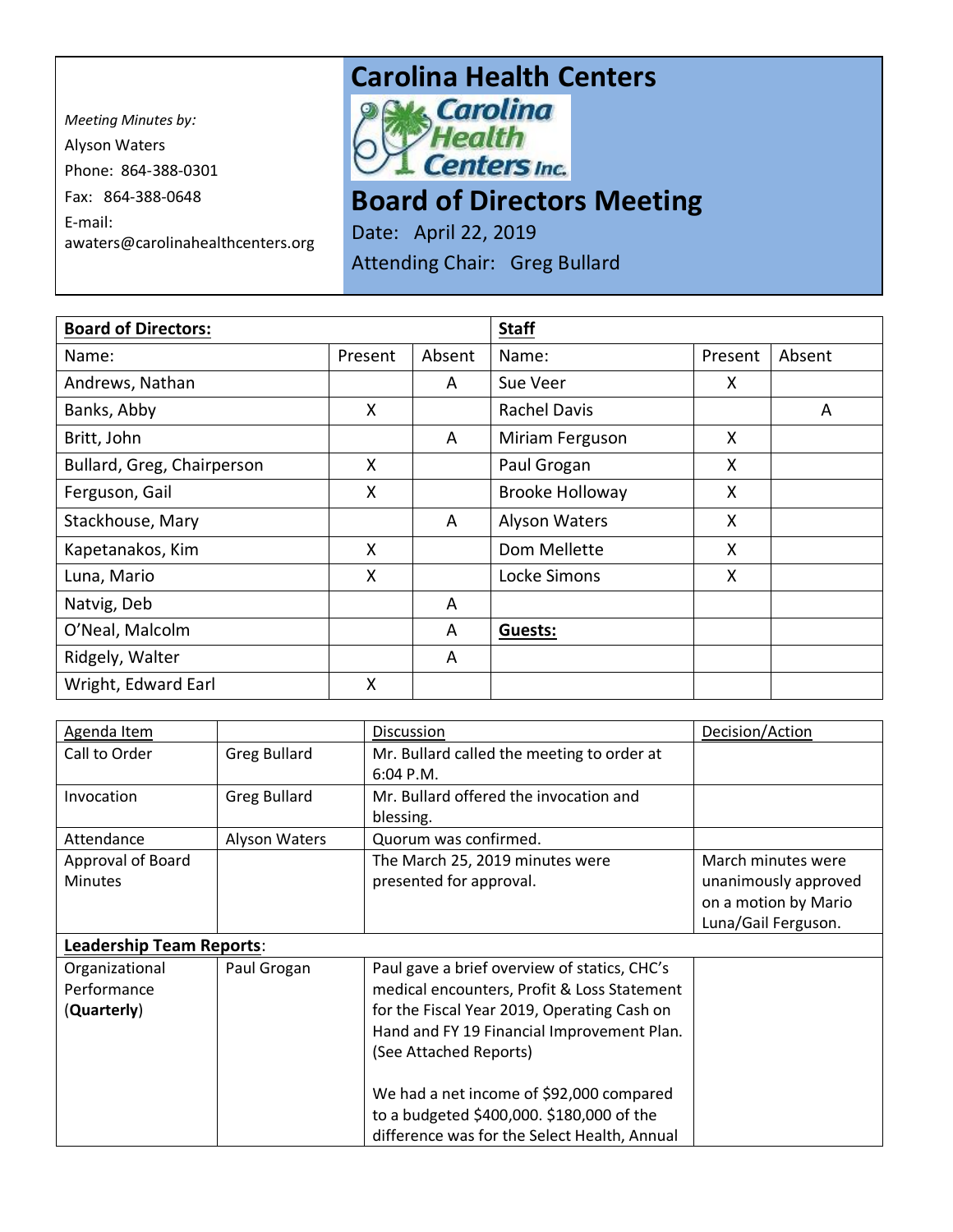*Meeting Minutes by:*

Alyson Waters

Phone: 864-388-0301

Fax: 864-388-0648

E-mail: awaters@carolinahealthcenters.org

# Carolina Health Centers

Carolina Health Centers Inc.

# Board of Directors Meeting

Date: April 22, 2019

Attending Chair: Greg Bullard

| **Board of Directors:** | | | **Staff** | | |
|---|---|---|---|---|---|
| Name: | Present | Absent | Name: | Present | Absent |
| Andrews, Nathan | | A | Sue Veer | X | |
| Banks, Abby | X | | Rachel Davis | | A |
| Britt, John | | A | Miriam Ferguson | X | |
| Bullard, Greg, Chairperson | X | | Paul Grogan | X | |
| Ferguson, Gail | X | | Brooke Holloway | X | |
| Stackhouse, Mary | | A | Alyson Waters | X | |
| Kapetanakos, Kim | X | | Dom Mellette | X | |
| Luna, Mario | X | | Locke Simons | X | |
| Natvig, Deb | | A | | | |
| O'Neal, Malcolm | | A | **Guests:** | | |
| Ridgely, Walter | | A | | | |
| Wright, Edward Earl | X | | | | |

| Agenda Item | | Discussion | Decision/Action |
|---|---|---|---|
| Call to Order | Greg Bullard | Mr. Bullard called the meeting to order at 6:04 P.M. | |
| Invocation | Greg Bullard | Mr. Bullard offered the invocation and blessing. | |
| Attendance | Alyson Waters | Quorum was confirmed. | |
| Approval of Board Minutes | | The March 25, 2019 minutes were presented for approval. | March minutes were unanimously approved on a motion by Mario Luna/Gail Ferguson. |
| **Leadership Team Reports**: | | | |
| Organizational Performance (**Quarterly**) | Paul Grogan | Paul gave a brief overview of statics, CHC's medical encounters, Profit & Loss Statement for the Fiscal Year 2019, Operating Cash on Hand and FY 19 Financial Improvement Plan. (See Attached Reports)<br><br>We had a net income of $92,000 compared to a budgeted $400,000. $180,000 of the difference was for the Select Health, Annual | |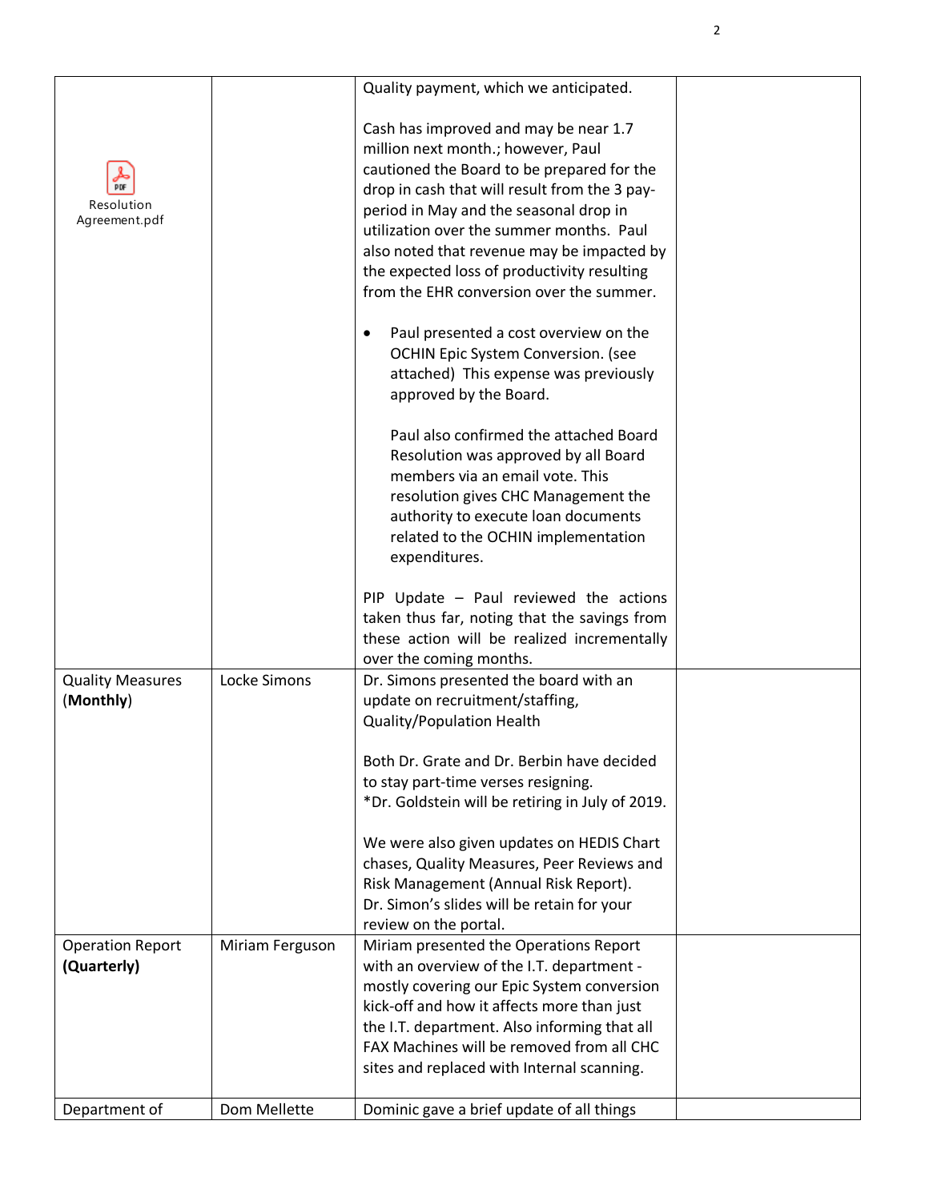| | | | |
|---|---|---|---|
| Resolution Agreement.pdf | | Quality payment, which we anticipated.<br><br>Cash has improved and may be near 1.7 million next month.; however, Paul cautioned the Board to be prepared for the drop in cash that will result from the 3 pay-period in May and the seasonal drop in utilization over the summer months. Paul also noted that revenue may be impacted by the expected loss of productivity resulting from the EHR conversion over the summer.<br><br>• Paul presented a cost overview on the OCHIN Epic System Conversion. (see attached) This expense was previously approved by the Board.<br><br>Paul also confirmed the attached Board Resolution was approved by all Board members via an email vote. This resolution gives CHC Management the authority to execute loan documents related to the OCHIN implementation expenditures.<br><br>PIP Update – Paul reviewed the actions taken thus far, noting that the savings from these action will be realized incrementally over the coming months. | |
| Quality Measures (**Monthly**) | Locke Simons | Dr. Simons presented the board with an update on recruitment/staffing, Quality/Population Health<br><br>Both Dr. Grate and Dr. Berbin have decided to stay part-time verses resigning.<br>*Dr. Goldstein will be retiring in July of 2019.<br><br>We were also given updates on HEDIS Chart chases, Quality Measures, Peer Reviews and Risk Management (Annual Risk Report). Dr. Simon's slides will be retain for your review on the portal. | |
| Operation Report **(Quarterly)** | Miriam Ferguson | Miriam presented the Operations Report with an overview of the I.T. department - mostly covering our Epic System conversion kick-off and how it affects more than just the I.T. department. Also informing that all FAX Machines will be removed from all CHC sites and replaced with Internal scanning. | |
| Department of | Dom Mellette | Dominic gave a brief update of all things | |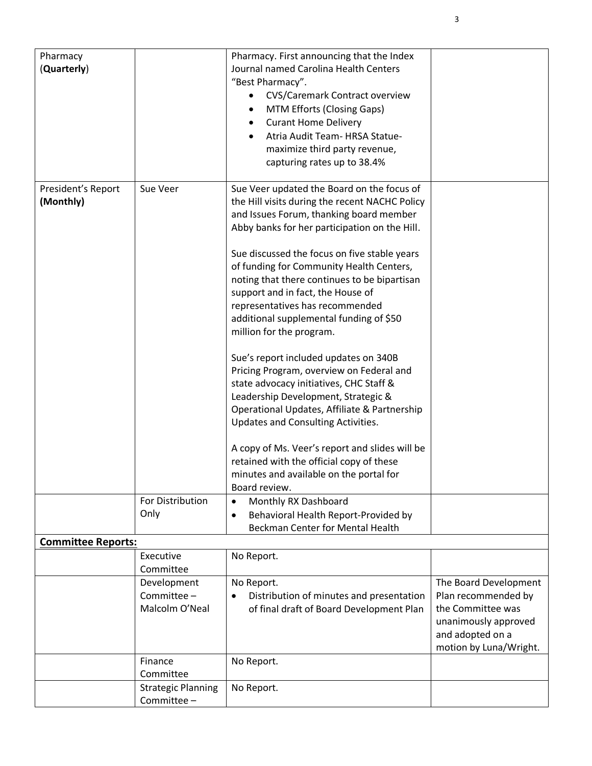| | | | |
|---|---|---|---|
| Pharmacy (**Quarterly**) | | Pharmacy. First announcing that the Index Journal named Carolina Health Centers "Best Pharmacy".<br>• CVS/Caremark Contract overview<br>• MTM Efforts (Closing Gaps)<br>• Curant Home Delivery<br>• Atria Audit Team- HRSA Statue- maximize third party revenue, capturing rates up to 38.4% | |
| President's Report **(Monthly)** | Sue Veer | Sue Veer updated the Board on the focus of the Hill visits during the recent NACHC Policy and Issues Forum, thanking board member Abby banks for her participation on the Hill.<br><br>Sue discussed the focus on five stable years of funding for Community Health Centers, noting that there continues to be bipartisan support and in fact, the House of representatives has recommended additional supplemental funding of $50 million for the program.<br><br>Sue's report included updates on 340B Pricing Program, overview on Federal and state advocacy initiatives, CHC Staff & Leadership Development, Strategic & Operational Updates, Affiliate & Partnership Updates and Consulting Activities.<br><br>A copy of Ms. Veer's report and slides will be retained with the official copy of these minutes and available on the portal for Board review. | |
| | For Distribution Only | • Monthly RX Dashboard<br>• Behavioral Health Report-Provided by Beckman Center for Mental Health | |
| **<u>Committee Reports:</u>** | | | |
| | Executive Committee | No Report. | |
| | Development Committee – Malcolm O'Neal | No Report.<br>• Distribution of minutes and presentation of final draft of Board Development Plan | The Board Development Plan recommended by the Committee was unanimously approved and adopted on a motion by Luna/Wright. |
| | Finance Committee | No Report. | |
| | Strategic Planning Committee – | No Report. | |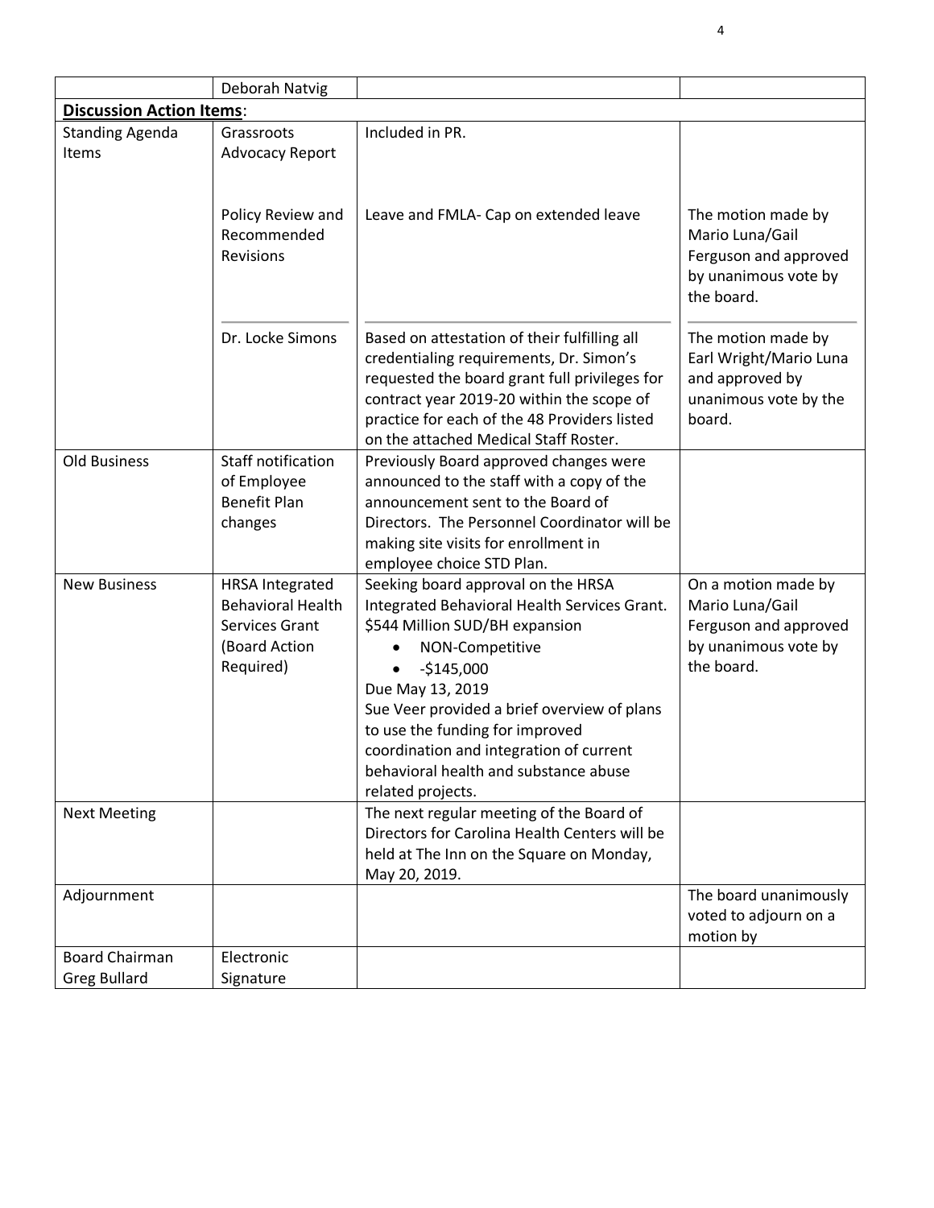| | | | |
|---|---|---|---|
| | Deborah Natvig | | |
| **Discussion Action Items**: | | | |
| Standing Agenda Items | Grassroots Advocacy Report | Included in PR. | |
| | Policy Review and Recommended Revisions | Leave and FMLA- Cap on extended leave | The motion made by Mario Luna/Gail Ferguson and approved by unanimous vote by the board. |
| | Dr. Locke Simons | Based on attestation of their fulfilling all credentialing requirements, Dr. Simon's requested the board grant full privileges for contract year 2019-20 within the scope of practice for each of the 48 Providers listed on the attached Medical Staff Roster. | The motion made by Earl Wright/Mario Luna and approved by unanimous vote by the board. |
| Old Business | Staff notification of Employee Benefit Plan changes | Previously Board approved changes were announced to the staff with a copy of the announcement sent to the Board of Directors. The Personnel Coordinator will be making site visits for enrollment in employee choice STD Plan. | |
| New Business | HRSA Integrated Behavioral Health Services Grant (Board Action Required) | Seeking board approval on the HRSA Integrated Behavioral Health Services Grant. $544 Million SUD/BH expansion<br>• NON-Competitive<br>• -$145,000<br>Due May 13, 2019<br>Sue Veer provided a brief overview of plans to use the funding for improved coordination and integration of current behavioral health and substance abuse related projects. | On a motion made by Mario Luna/Gail Ferguson and approved by unanimous vote by the board. |
| Next Meeting | | The next regular meeting of the Board of Directors for Carolina Health Centers will be held at The Inn on the Square on Monday, May 20, 2019. | |
| Adjournment | | | The board unanimously voted to adjourn on a motion by |
| Board Chairman Greg Bullard | Electronic Signature | | |